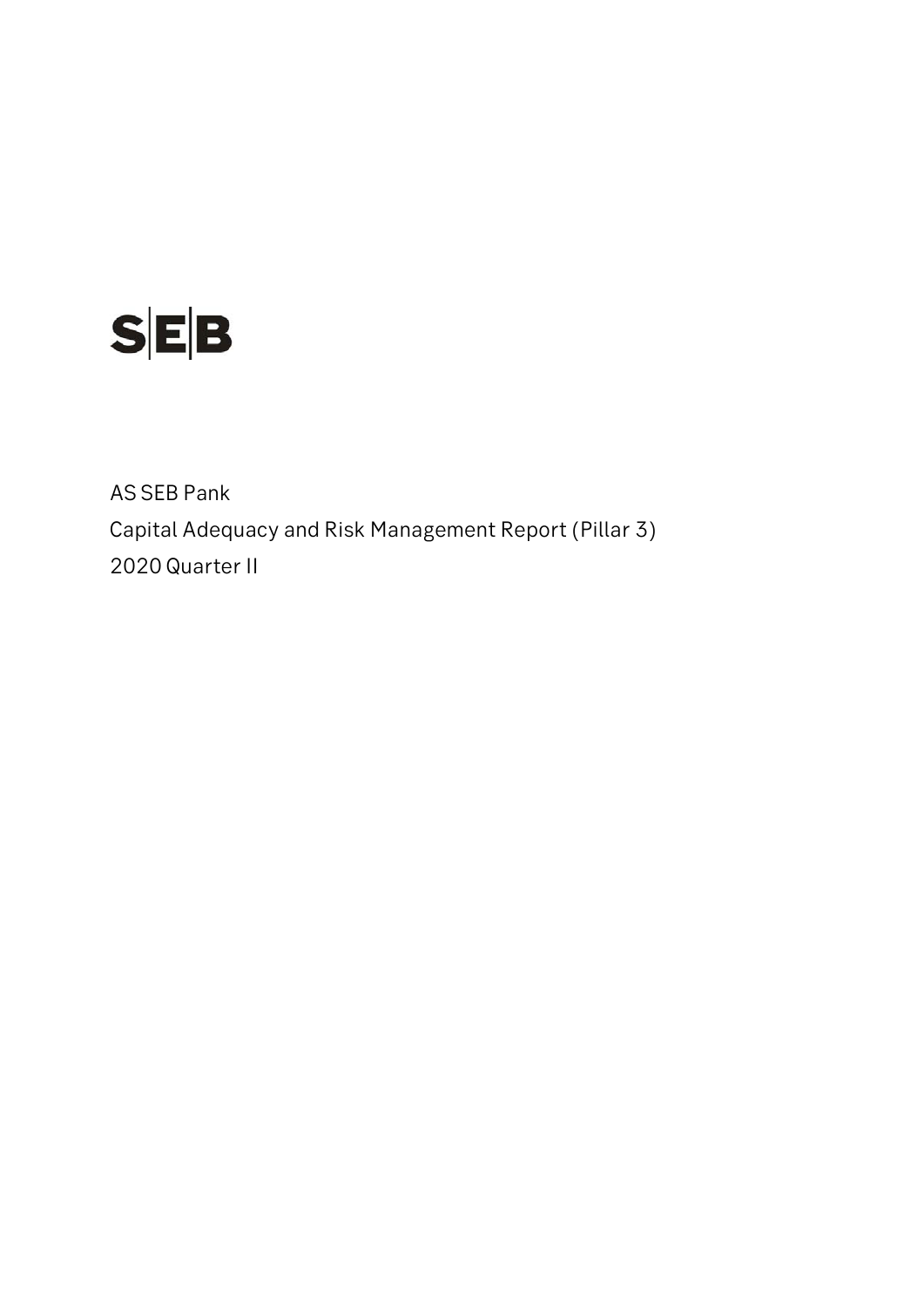SEB

AS SEB Pank

Capital Adequacy and Risk Management Report (Pillar 3)

2020 Quarter II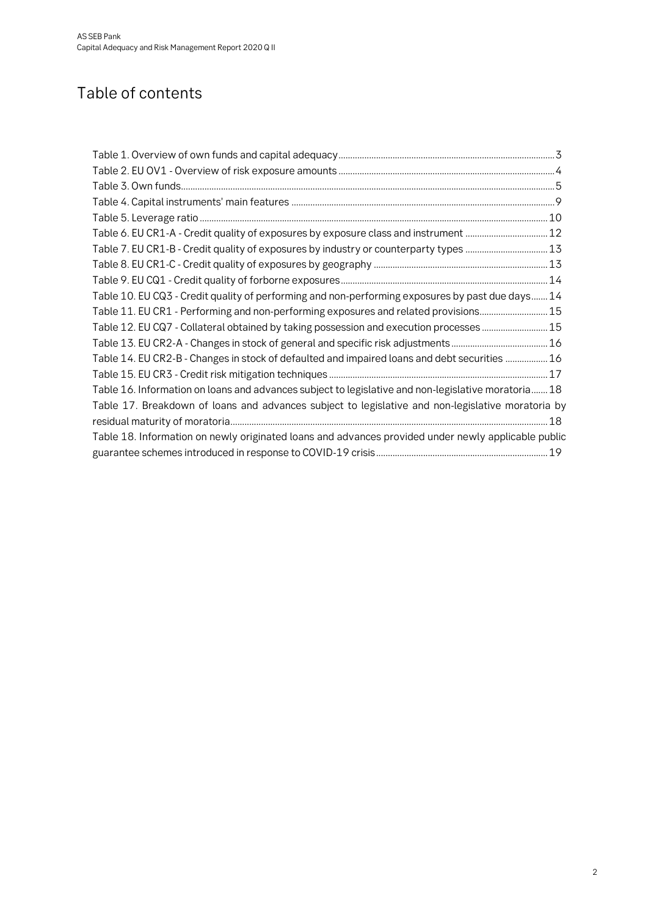# Table of contents

Table 1. Overview of own funds and capital adequacy ... 3
Table 2. EU OV1 - Overview of risk exposure amounts ... 4
Table 3. Own funds ... 5
Table 4. Capital instruments' main features ... 9
Table 5. Leverage ratio ... 10
Table 6. EU CR1-A - Credit quality of exposures by exposure class and instrument ... 12
Table 7. EU CR1-B - Credit quality of exposures by industry or counterparty types ... 13
Table 8. EU CR1-C - Credit quality of exposures by geography ... 13
Table 9. EU CQ1 - Credit quality of forborne exposures ... 14
Table 10. EU CQ3 - Credit quality of performing and non-performing exposures by past due days ... 14
Table 11. EU CR1 - Performing and non-performing exposures and related provisions ... 15
Table 12. EU CQ7 - Collateral obtained by taking possession and execution processes ... 15
Table 13. EU CR2-A - Changes in stock of general and specific risk adjustments ... 16
Table 14. EU CR2-B - Changes in stock of defaulted and impaired loans and debt securities ... 16
Table 15. EU CR3 - Credit risk mitigation techniques ... 17
Table 16. Information on loans and advances subject to legislative and non-legislative moratoria ... 18
Table 17. Breakdown of loans and advances subject to legislative and non-legislative moratoria by residual maturity of moratoria ... 18
Table 18. Information on newly originated loans and advances provided under newly applicable public guarantee schemes introduced in response to COVID-19 crisis ... 19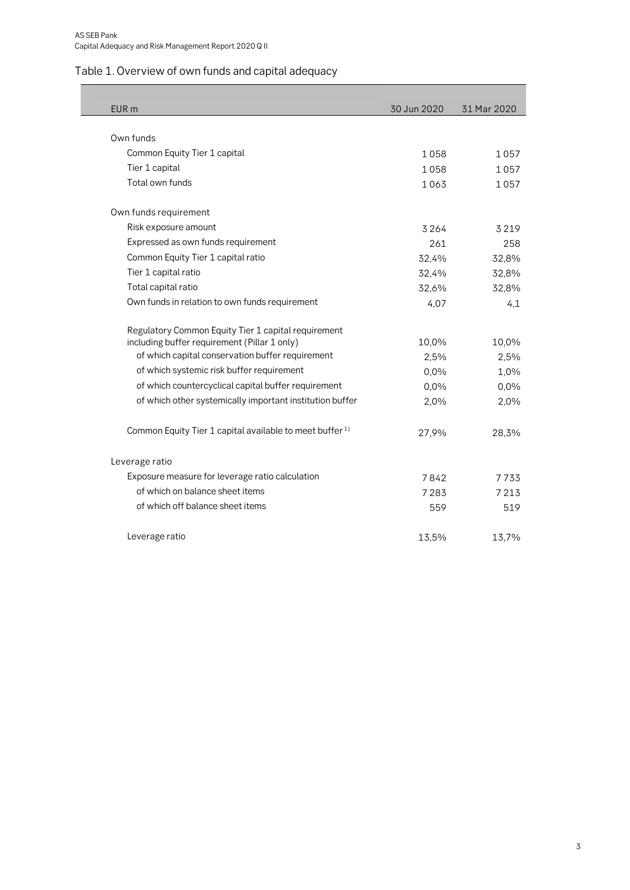## Table 1. Overview of own funds and capital adequacy

| EUR m | 30 Jun 2020 | 31 Mar 2020 |
|---|---|---|
| Own funds | | |
| Common Equity Tier 1 capital | 1 058 | 1 057 |
| Tier 1 capital | 1 058 | 1 057 |
| Total own funds | 1 063 | 1 057 |
| Own funds requirement | | |
| Risk exposure amount | 3 264 | 3 219 |
| Expressed as own funds requirement | 261 | 258 |
| Common Equity Tier 1 capital ratio | 32,4% | 32,8% |
| Tier 1 capital ratio | 32,4% | 32,8% |
| Total capital ratio | 32,6% | 32,8% |
| Own funds in relation to own funds requirement | 4,07 | 4,1 |
| Regulatory Common Equity Tier 1 capital requirement including buffer requirement (Pillar 1 only) | 10,0% | 10,0% |
| of which capital conservation buffer requirement | 2,5% | 2,5% |
| of which systemic risk buffer requirement | 0,0% | 1,0% |
| of which countercyclical capital buffer requirement | 0,0% | 0,0% |
| of which other systemically important institution buffer | 2,0% | 2,0% |
| Common Equity Tier 1 capital available to meet buffer [1] | 27,9% | 28,3% |
| Leverage ratio | | |
| Exposure measure for leverage ratio calculation | 7 842 | 7 733 |
| of which on balance sheet items | 7 283 | 7 213 |
| of which off balance sheet items | 559 | 519 |
| Leverage ratio | 13,5% | 13,7% |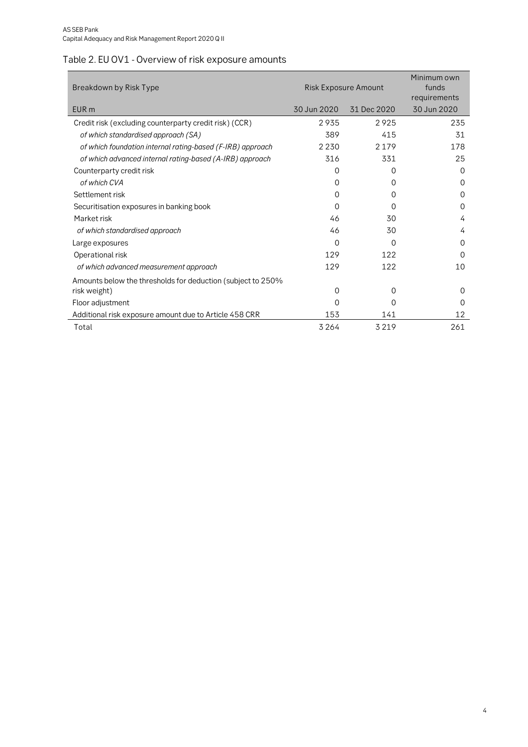## Table 2. EU OV1 - Overview of risk exposure amounts

| Breakdown by Risk Type | Risk Exposure Amount | | Minimum own funds requirements |
|---|---|---|---|
| EUR m | 30 Jun 2020 | 31 Dec 2020 | 30 Jun 2020 |
| Credit risk (excluding counterparty credit risk) (CCR) | 2 935 | 2 925 | 235 |
| *of which standardised approach (SA)* | 389 | 415 | 31 |
| *of which foundation internal rating-based (F-IRB) approach* | 2 230 | 2 179 | 178 |
| *of which advanced internal rating-based (A-IRB) approach* | 316 | 331 | 25 |
| Counterparty credit risk | 0 | 0 | 0 |
| *of which CVA* | 0 | 0 | 0 |
| Settlement risk | 0 | 0 | 0 |
| Securitisation exposures in banking book | 0 | 0 | 0 |
| Market risk | 46 | 30 | 4 |
| *of which standardised approach* | 46 | 30 | 4 |
| Large exposures | 0 | 0 | 0 |
| Operational risk | 129 | 122 | 0 |
| *of which advanced measurement approach* | 129 | 122 | 10 |
| Amounts below the thresholds for deduction (subject to 250% risk weight) | 0 | 0 | 0 |
| Floor adjustment | 0 | 0 | 0 |
| Additional risk exposure amount due to Article 458 CRR | 153 | 141 | 12 |
| Total | 3 264 | 3 219 | 261 |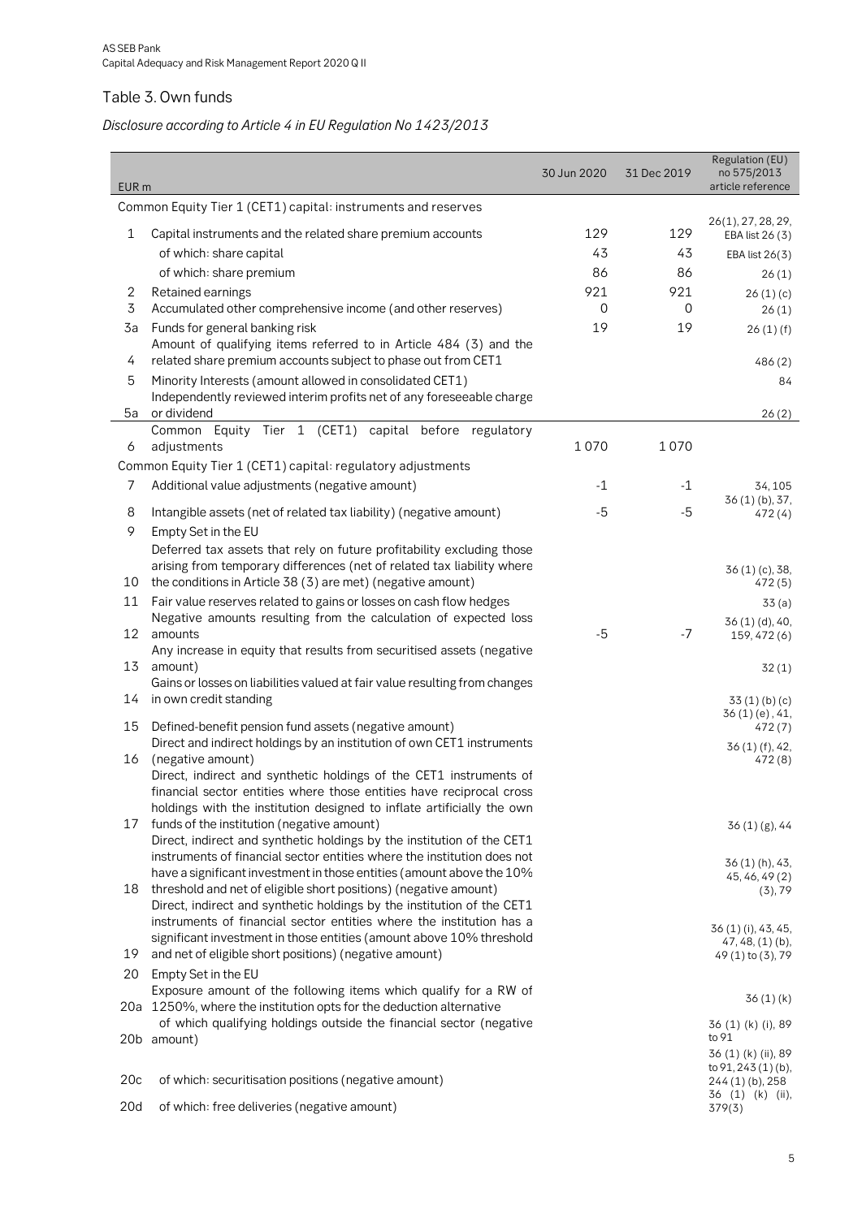## Table 3. Own funds

*Disclosure according to Article 4 in EU Regulation No 1423/2013*

| EUR m | | 30 Jun 2020 | 31 Dec 2019 | Regulation (EU) no 575/2013 article reference |
|---|---|---|---|---|
| | Common Equity Tier 1 (CET1) capital: instruments and reserves | | | |
| 1 | Capital instruments and the related share premium accounts | 129 | 129 | 26(1), 27, 28, 29, EBA list 26 (3) |
| | of which: share capital | 43 | 43 | EBA list 26(3) |
| | of which: share premium | 86 | 86 | 26 (1) |
| 2 | Retained earnings | 921 | 921 | 26 (1) (c) |
| 3 | Accumulated other comprehensive income (and other reserves) | 0 | 0 | 26 (1) |
| 3a | Funds for general banking risk | 19 | 19 | 26 (1) (f) |
| 4 | Amount of qualifying items referred to in Article 484 (3) and the related share premium accounts subject to phase out from CET1 | | | 486 (2) |
| 5 | Minority Interests (amount allowed in consolidated CET1) | | | 84 |
| 5a | Independently reviewed interim profits net of any foreseeable charge or dividend | | | 26 (2) |
| 6 | Common Equity Tier 1 (CET1) capital before regulatory adjustments | 1 070 | 1 070 | |
| | Common Equity Tier 1 (CET1) capital: regulatory adjustments | | | |
| 7 | Additional value adjustments (negative amount) | -1 | -1 | 34, 105 |
| 8 | Intangible assets (net of related tax liability) (negative amount) | -5 | -5 | 36 (1) (b), 37, 472 (4) |
| 9 | Empty Set in the EU | | | |
| 10 | Deferred tax assets that rely on future profitability excluding those arising from temporary differences (net of related tax liability where the conditions in Article 38 (3) are met) (negative amount) | | | 36 (1) (c), 38, 472 (5) |
| 11 | Fair value reserves related to gains or losses on cash flow hedges | | | 33 (a) |
| 12 | Negative amounts resulting from the calculation of expected loss amounts | -5 | -7 | 36 (1) (d), 40, 159, 472 (6) |
| 13 | Any increase in equity that results from securitised assets (negative amount) | | | 32 (1) |
| 14 | Gains or losses on liabilities valued at fair value resulting from changes in own credit standing | | | 33 (1) (b) (c) |
| 15 | Defined-benefit pension fund assets (negative amount) | | | 36 (1) (e) , 41, 472 (7) |
| 16 | Direct and indirect holdings by an institution of own CET1 instruments (negative amount) | | | 36 (1) (f), 42, 472 (8) |
| 17 | Direct, indirect and synthetic holdings of the CET1 instruments of financial sector entities where those entities have reciprocal cross holdings with the institution designed to inflate artificially the own funds of the institution (negative amount) | | | 36 (1) (g), 44 |
| 18 | Direct, indirect and synthetic holdings by the institution of the CET1 instruments of financial sector entities where the institution does not have a significant investment in those entities (amount above the 10% threshold and net of eligible short positions) (negative amount) | | | 36 (1) (h), 43, 45, 46, 49 (2) (3), 79 |
| 19 | Direct, indirect and synthetic holdings by the institution of the CET1 instruments of financial sector entities where the institution has a significant investment in those entities (amount above 10% threshold and net of eligible short positions) (negative amount) | | | 36 (1) (i), 43, 45, 47, 48, (1) (b), 49 (1) to (3), 79 |
| 20 | Empty Set in the EU | | | |
| 20a | Exposure amount of the following items which qualify for a RW of 1250%, where the institution opts for the deduction alternative | | | 36 (1) (k) |
| 20b | of which qualifying holdings outside the financial sector (negative amount) | | | 36 (1) (k) (i), 89 to 91 |
| 20c | of which: securitisation positions (negative amount) | | | 36 (1) (k) (ii), 89 to 91, 243 (1) (b), 244 (1) (b), 258 |
| 20d | of which: free deliveries (negative amount) | | | 36 (1) (k) (ii), 379(3) |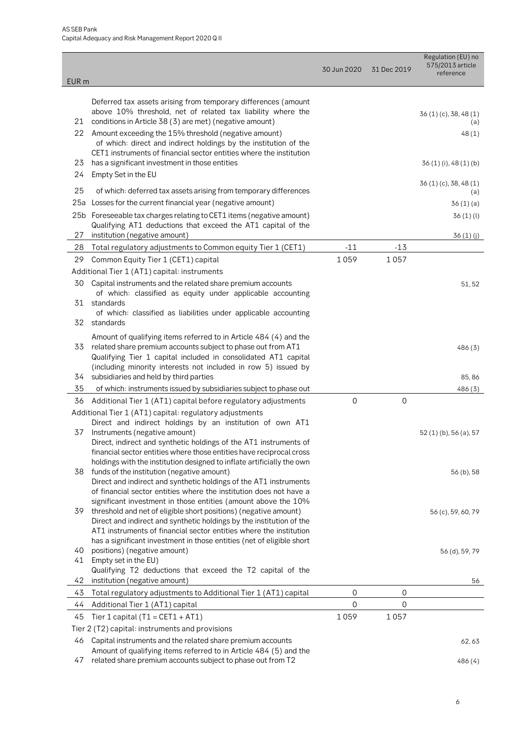| EUR m | | 30 Jun 2020 | 31 Dec 2019 | Regulation (EU) no 575/2013 article reference |
|---|---|---|---|---|
| 21 | Deferred tax assets arising from temporary differences (amount above 10% threshold, net of related tax liability where the conditions in Article 38 (3) are met) (negative amount) | | | 36 (1) (c), 38, 48 (1) (a) |
| 22 | Amount exceeding the 15% threshold (negative amount) | | | 48 (1) |
| 23 | of which: direct and indirect holdings by the institution of the CET1 instruments of financial sector entities where the institution has a significant investment in those entities | | | 36 (1) (i), 48 (1) (b) |
| 24 | Empty Set in the EU | | | |
| 25 | of which: deferred tax assets arising from temporary differences | | | 36 (1) (c), 38, 48 (1) (a) |
| 25a | Losses for the current financial year (negative amount) | | | 36 (1) (a) |
| 25b | Foreseeable tax charges relating to CET1 items (negative amount) | | | 36 (1) (l) |
| 27 | Qualifying AT1 deductions that exceed the AT1 capital of the institution (negative amount) | | | 36 (1) (j) |
| 28 | Total regulatory adjustments to Common equity Tier 1 (CET1) | -11 | -13 | |
| 29 | Common Equity Tier 1 (CET1) capital | 1 059 | 1 057 | |
| | Additional Tier 1 (AT1) capital: instruments | | | |
| 30 | Capital instruments and the related share premium accounts | | | 51, 52 |
| 31 | of which: classified as equity under applicable accounting standards | | | |
| 32 | of which: classified as liabilities under applicable accounting standards | | | |
| 33 | Amount of qualifying items referred to in Article 484 (4) and the related share premium accounts subject to phase out from AT1 | | | 486 (3) |
| 34 | Qualifying Tier 1 capital included in consolidated AT1 capital (including minority interests not included in row 5) issued by subsidiaries and held by third parties | | | 85, 86 |
| 35 | of which: instruments issued by subsidiaries subject to phase out | | | 486 (3) |
| 36 | Additional Tier 1 (AT1) capital before regulatory adjustments | 0 | 0 | |
| | Additional Tier 1 (AT1) capital: regulatory adjustments | | | |
| 37 | Direct and indirect holdings by an institution of own AT1 Instruments (negative amount) | | | 52 (1) (b), 56 (a), 57 |
| 38 | Direct, indirect and synthetic holdings of the AT1 instruments of financial sector entities where those entities have reciprocal cross holdings with the institution designed to inflate artificially the own funds of the institution (negative amount) | | | 56 (b), 58 |
| 39 | Direct and indirect and synthetic holdings of the AT1 instruments of financial sector entities where the institution does not have a significant investment in those entities (amount above the 10% threshold and net of eligible short positions) (negative amount) | | | 56 (c), 59, 60, 79 |
| 40 | Direct and indirect and synthetic holdings by the institution of the AT1 instruments of financial sector entities where the institution has a significant investment in those entities (net of eligible short positions) (negative amount) | | | 56 (d), 59, 79 |
| 41 | Empty set in the EU) | | | |
| 42 | Qualifying T2 deductions that exceed the T2 capital of the institution (negative amount) | | | 56 |
| 43 | Total regulatory adjustments to Additional Tier 1 (AT1) capital | 0 | 0 | |
| 44 | Additional Tier 1 (AT1) capital | 0 | 0 | |
| 45 | Tier 1 capital (T1 = CET1 + AT1) | 1 059 | 1 057 | |
| | Tier 2 (T2) capital: instruments and provisions | | | |
| 46 | Capital instruments and the related share premium accounts | | | 62, 63 |
| 47 | Amount of qualifying items referred to in Article 484 (5) and the related share premium accounts subject to phase out from T2 | | | 486 (4) |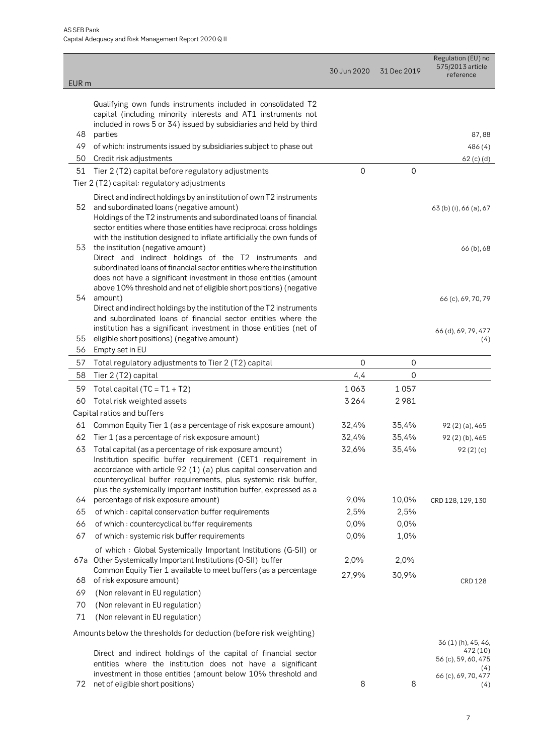| EUR m | | 30 Jun 2020 | 31 Dec 2019 | Regulation (EU) no 575/2013 article reference |
|---|---|---|---|---|
| 48 | Qualifying own funds instruments included in consolidated T2 capital (including minority interests and AT1 instruments not included in rows 5 or 34) issued by subsidiaries and held by third parties | | | 87, 88 |
| 49 | of which: instruments issued by subsidiaries subject to phase out | | | 486 (4) |
| 50 | Credit risk adjustments | | | 62 (c) (d) |
| 51 | Tier 2 (T2) capital before regulatory adjustments | 0 | 0 | |
| | Tier 2 (T2) capital: regulatory adjustments | | | |
| 52 | Direct and indirect holdings by an institution of own T2 instruments and subordinated loans (negative amount) | | | 63 (b) (i), 66 (a), 67 |
| 53 | Holdings of the T2 instruments and subordinated loans of financial sector entities where those entities have reciprocal cross holdings with the institution designed to inflate artificially the own funds of the institution (negative amount) | | | 66 (b), 68 |
| 54 | Direct and indirect holdings of the T2 instruments and subordinated loans of financial sector entities where the institution does not have a significant investment in those entities (amount above 10% threshold and net of eligible short positions) (negative amount) | | | 66 (c), 69, 70, 79 |
| 55 | Direct and indirect holdings by the institution of the T2 instruments and subordinated loans of financial sector entities where the institution has a significant investment in those entities (net of eligible short positions) (negative amount) | | | 66 (d), 69, 79, 477 (4) |
| 56 | Empty set in EU | | | |
| 57 | Total regulatory adjustments to Tier 2 (T2) capital | 0 | 0 | |
| 58 | Tier 2 (T2) capital | 4,4 | 0 | |
| 59 | Total capital (TC = T1 + T2) | 1 063 | 1 057 | |
| 60 | Total risk weighted assets | 3 264 | 2 981 | |
| | Capital ratios and buffers | | | |
| 61 | Common Equity Tier 1 (as a percentage of risk exposure amount) | 32,4% | 35,4% | 92 (2) (a), 465 |
| 62 | Tier 1 (as a percentage of risk exposure amount) | 32,4% | 35,4% | 92 (2) (b), 465 |
| 63 | Total capital (as a percentage of risk exposure amount) | 32,6% | 35,4% | 92 (2) (c) |
| 64 | Institution specific buffer requirement (CET1 requirement in accordance with article 92 (1) (a) plus capital conservation and countercyclical buffer requirements, plus systemic risk buffer, plus the systemically important institution buffer, expressed as a percentage of risk exposure amount) | 9,0% | 10,0% | CRD 128, 129, 130 |
| 65 | of which : capital conservation buffer requirements | 2,5% | 2,5% | |
| 66 | of which : countercyclical buffer requirements | 0,0% | 0,0% | |
| 67 | of which : systemic risk buffer requirements | 0,0% | 1,0% | |
| 67a | of which : Global Systemically Important Institutions (G-SII) or Other Systemically Important Institutions (O-SII) buffer | 2,0% | 2,0% | |
| 68 | Common Equity Tier 1 available to meet buffers (as a percentage of risk exposure amount) | 27,9% | 30,9% | CRD 128 |
| 69 | (Non relevant in EU regulation) | | | |
| 70 | (Non relevant in EU regulation) | | | |
| 71 | (Non relevant in EU regulation) | | | |
| | Amounts below the thresholds for deduction (before risk weighting) | | | |
| 72 | Direct and indirect holdings of the capital of financial sector entities where the institution does not have a significant investment in those entities (amount below 10% threshold and net of eligible short positions) | 8 | 8 | 36 (1) (h), 45, 46, 472 (10) 56 (c), 59, 60, 475 (4) 66 (c), 69, 70, 477 (4) |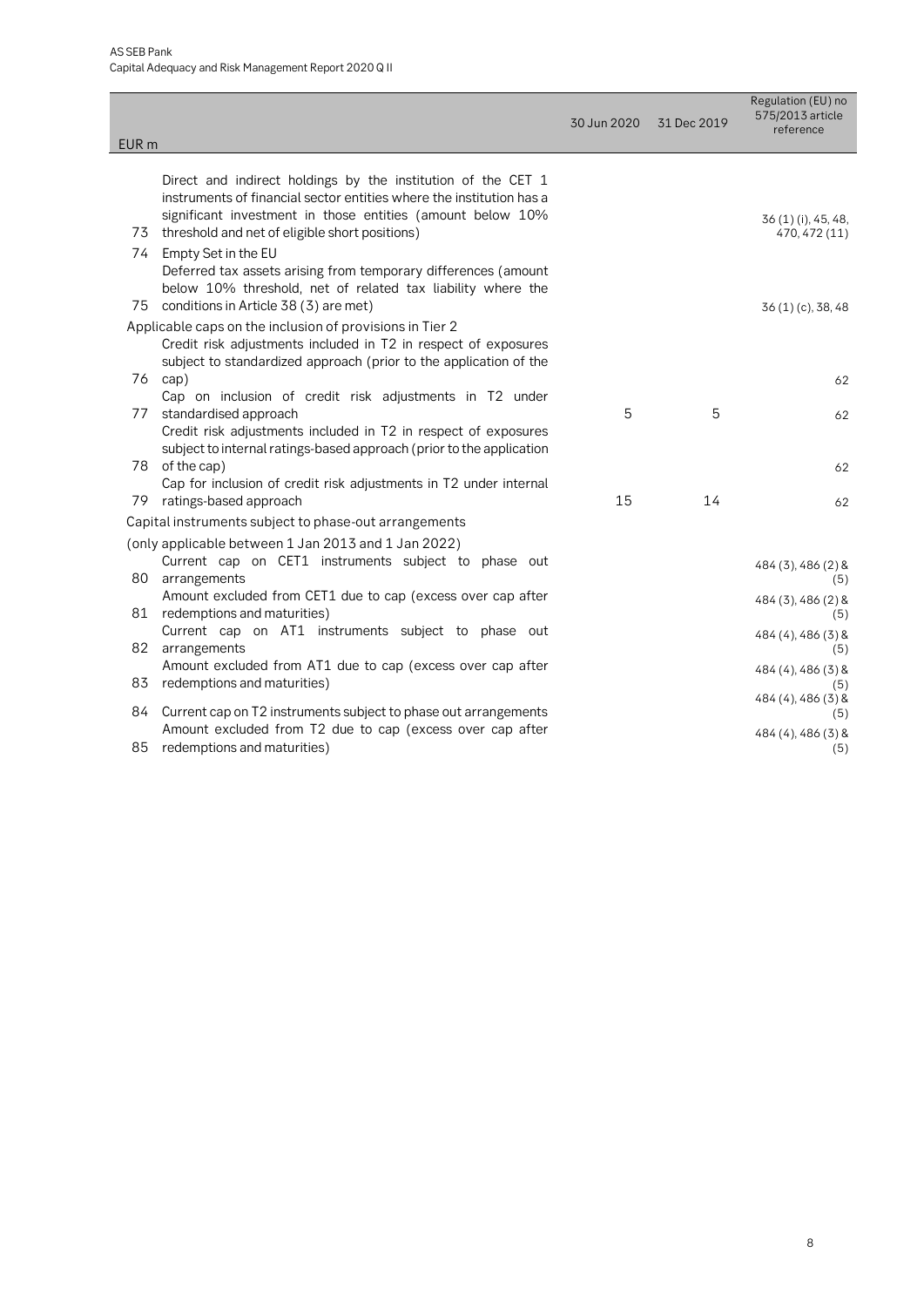| | EUR m | 30 Jun 2020 | 31 Dec 2019 | Regulation (EU) no 575/2013 article reference |
|---|---|---|---|---|
| 73 | Direct and indirect holdings by the institution of the CET 1 instruments of financial sector entities where the institution has a significant investment in those entities (amount below 10% threshold and net of eligible short positions) | | | 36 (1) (i), 45, 48, 470, 472 (11) |
| 74 | Empty Set in the EU | | | |
| 75 | Deferred tax assets arising from temporary differences (amount below 10% threshold, net of related tax liability where the conditions in Article 38 (3) are met) | | | 36 (1) (c), 38, 48 |
| | Applicable caps on the inclusion of provisions in Tier 2 | | | |
| 76 | Credit risk adjustments included in T2 in respect of exposures subject to standardized approach (prior to the application of the cap) | | | 62 |
| 77 | Cap on inclusion of credit risk adjustments in T2 under standardised approach | 5 | 5 | 62 |
| 78 | Credit risk adjustments included in T2 in respect of exposures subject to internal ratings-based approach (prior to the application of the cap) | | | 62 |
| 79 | Cap for inclusion of credit risk adjustments in T2 under internal ratings-based approach | 15 | 14 | 62 |
| | Capital instruments subject to phase-out arrangements | | | |
| | (only applicable between 1 Jan 2013 and 1 Jan 2022) | | | |
| 80 | Current cap on CET1 instruments subject to phase out arrangements | | | 484 (3), 486 (2) & (5) |
| 81 | Amount excluded from CET1 due to cap (excess over cap after redemptions and maturities) | | | 484 (3), 486 (2) & (5) |
| 82 | Current cap on AT1 instruments subject to phase out arrangements | | | 484 (4), 486 (3) & (5) |
| 83 | Amount excluded from AT1 due to cap (excess over cap after redemptions and maturities) | | | 484 (4), 486 (3) & (5) |
| 84 | Current cap on T2 instruments subject to phase out arrangements | | | 484 (4), 486 (3) & (5) |
| 85 | Amount excluded from T2 due to cap (excess over cap after redemptions and maturities) | | | 484 (4), 486 (3) & (5) |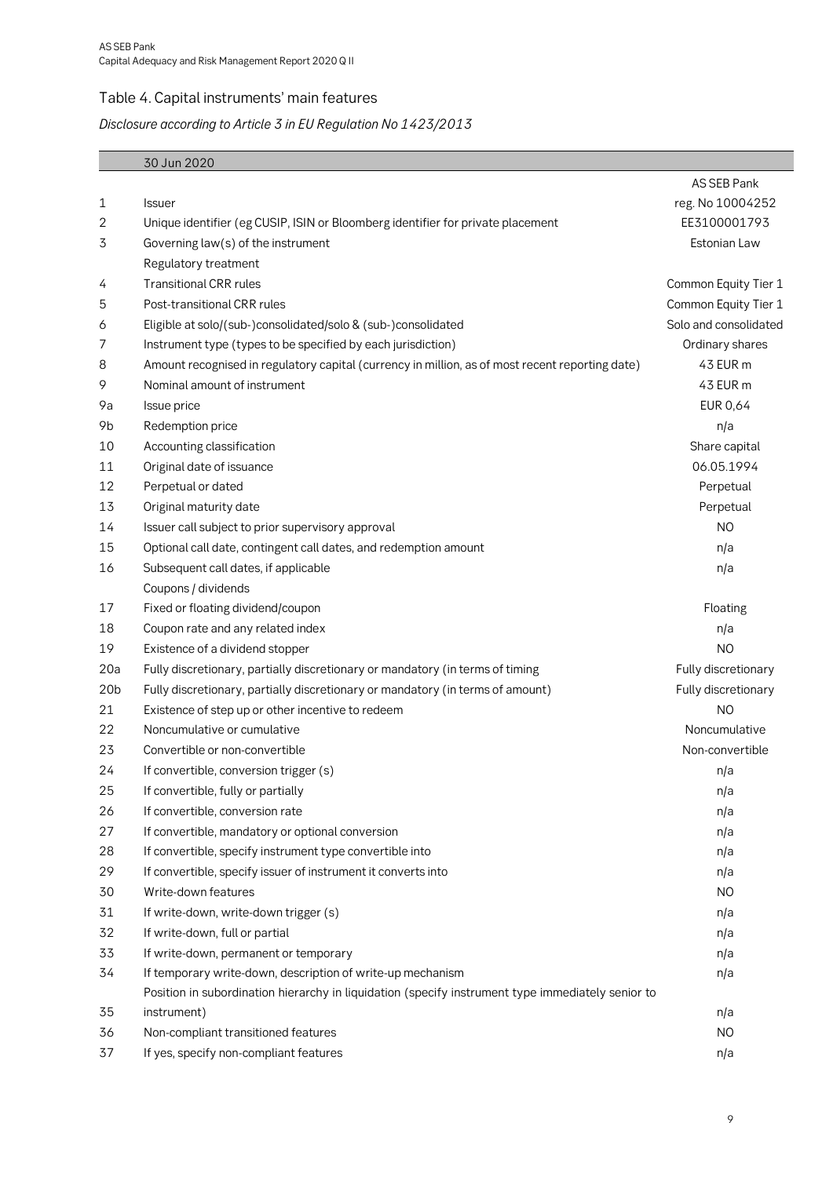## Table 4. Capital instruments' main features

*Disclosure according to Article 3 in EU Regulation No 1423/2013*

| | 30 Jun 2020 | |
|---|---|---|
| | | AS SEB Pank |
| 1 | Issuer | reg. No 10004252 |
| 2 | Unique identifier (eg CUSIP, ISIN or Bloomberg identifier for private placement | EE3100001793 |
| 3 | Governing law(s) of the instrument | Estonian Law |
| | Regulatory treatment | |
| 4 | Transitional CRR rules | Common Equity Tier 1 |
| 5 | Post-transitional CRR rules | Common Equity Tier 1 |
| 6 | Eligible at solo/(sub-)consolidated/solo & (sub-)consolidated | Solo and consolidated |
| 7 | Instrument type (types to be specified by each jurisdiction) | Ordinary shares |
| 8 | Amount recognised in regulatory capital (currency in million, as of most recent reporting date) | 43 EUR m |
| 9 | Nominal amount of instrument | 43 EUR m |
| 9a | Issue price | EUR 0,64 |
| 9b | Redemption price | n/a |
| 10 | Accounting classification | Share capital |
| 11 | Original date of issuance | 06.05.1994 |
| 12 | Perpetual or dated | Perpetual |
| 13 | Original maturity date | Perpetual |
| 14 | Issuer call subject to prior supervisory approval | NO |
| 15 | Optional call date, contingent call dates, and redemption amount | n/a |
| 16 | Subsequent call dates, if applicable | n/a |
| | Coupons / dividends | |
| 17 | Fixed or floating dividend/coupon | Floating |
| 18 | Coupon rate and any related index | n/a |
| 19 | Existence of a dividend stopper | NO |
| 20a | Fully discretionary, partially discretionary or mandatory (in terms of timing | Fully discretionary |
| 20b | Fully discretionary, partially discretionary or mandatory (in terms of amount) | Fully discretionary |
| 21 | Existence of step up or other incentive to redeem | NO |
| 22 | Noncumulative or cumulative | Noncumulative |
| 23 | Convertible or non-convertible | Non-convertible |
| 24 | If convertible, conversion trigger (s) | n/a |
| 25 | If convertible, fully or partially | n/a |
| 26 | If convertible, conversion rate | n/a |
| 27 | If convertible, mandatory or optional conversion | n/a |
| 28 | If convertible, specify instrument type convertible into | n/a |
| 29 | If convertible, specify issuer of instrument it converts into | n/a |
| 30 | Write-down features | NO |
| 31 | If write-down, write-down trigger (s) | n/a |
| 32 | If write-down, full or partial | n/a |
| 33 | If write-down, permanent or temporary | n/a |
| 34 | If temporary write-down, description of write-up mechanism | n/a |
| 35 | Position in subordination hierarchy in liquidation (specify instrument type immediately senior to instrument) | n/a |
| 36 | Non-compliant transitioned features | NO |
| 37 | If yes, specify non-compliant features | n/a |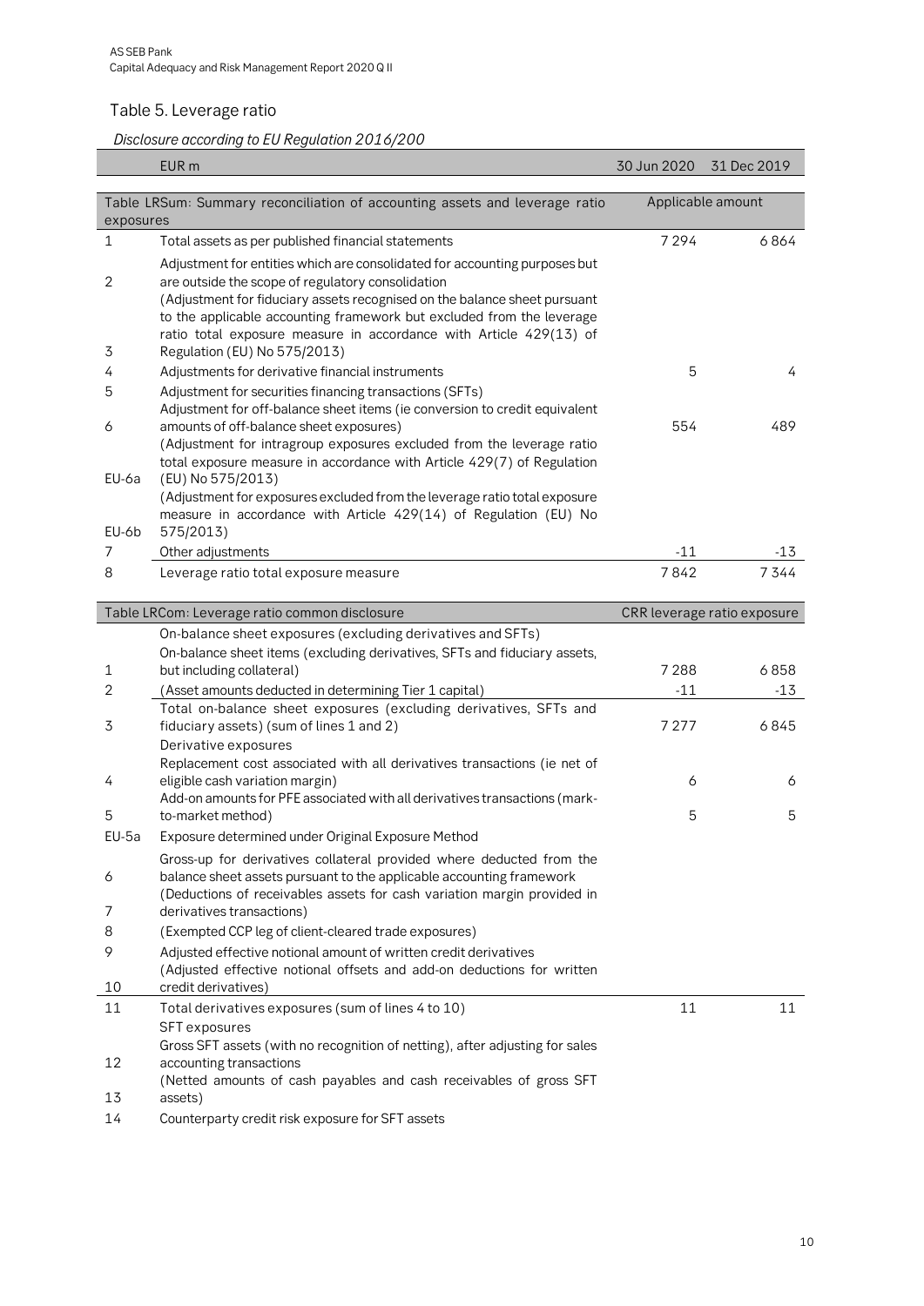## Table 5. Leverage ratio

*Disclosure according to EU Regulation 2016/200*

| | EUR m | 30 Jun 2020 | 31 Dec 2019 |
|---|---|---|---|
| **Table LRSum: Summary reconciliation of accounting assets and leverage ratio exposures** | | **Applicable amount** | |
| 1 | Total assets as per published financial statements | 7 294 | 6 864 |
| 2 | Adjustment for entities which are consolidated for accounting purposes but are outside the scope of regulatory consolidation | | |
| 3 | (Adjustment for fiduciary assets recognised on the balance sheet pursuant to the applicable accounting framework but excluded from the leverage ratio total exposure measure in accordance with Article 429(13) of Regulation (EU) No 575/2013) | | |
| 4 | Adjustments for derivative financial instruments | 5 | 4 |
| 5 | Adjustment for securities financing transactions (SFTs) | | |
| 6 | Adjustment for off-balance sheet items (ie conversion to credit equivalent amounts of off-balance sheet exposures) | 554 | 489 |
| EU-6a | (Adjustment for intragroup exposures excluded from the leverage ratio total exposure measure in accordance with Article 429(7) of Regulation (EU) No 575/2013) | | |
| EU-6b | (Adjustment for exposures excluded from the leverage ratio total exposure measure in accordance with Article 429(14) of Regulation (EU) No 575/2013) | | |
| 7 | Other adjustments | -11 | -13 |
| 8 | Leverage ratio total exposure measure | 7 842 | 7 344 |

| | Table LRCom: Leverage ratio common disclosure | CRR leverage ratio exposure | |
|---|---|---|---|
| | On-balance sheet exposures (excluding derivatives and SFTs) | | |
| 1 | On-balance sheet items (excluding derivatives, SFTs and fiduciary assets, but including collateral) | 7 288 | 6 858 |
| 2 | (Asset amounts deducted in determining Tier 1 capital) | -11 | -13 |
| 3 | Total on-balance sheet exposures (excluding derivatives, SFTs and fiduciary assets) (sum of lines 1 and 2) | 7 277 | 6 845 |
| | Derivative exposures | | |
| 4 | Replacement cost associated with all derivatives transactions (ie net of eligible cash variation margin) | 6 | 6 |
| 5 | Add-on amounts for PFE associated with all derivatives transactions (mark-to-market method) | 5 | 5 |
| EU-5a | Exposure determined under Original Exposure Method | | |
| 6 | Gross-up for derivatives collateral provided where deducted from the balance sheet assets pursuant to the applicable accounting framework | | |
| 7 | (Deductions of receivables assets for cash variation margin provided in derivatives transactions) | | |
| 8 | (Exempted CCP leg of client-cleared trade exposures) | | |
| 9 | Adjusted effective notional amount of written credit derivatives | | |
| 10 | (Adjusted effective notional offsets and add-on deductions for written credit derivatives) | | |
| 11 | Total derivatives exposures (sum of lines 4 to 10) | 11 | 11 |
| | SFT exposures | | |
| 12 | Gross SFT assets (with no recognition of netting), after adjusting for sales accounting transactions | | |
| 13 | (Netted amounts of cash payables and cash receivables of gross SFT assets) | | |
| 14 | Counterparty credit risk exposure for SFT assets | | |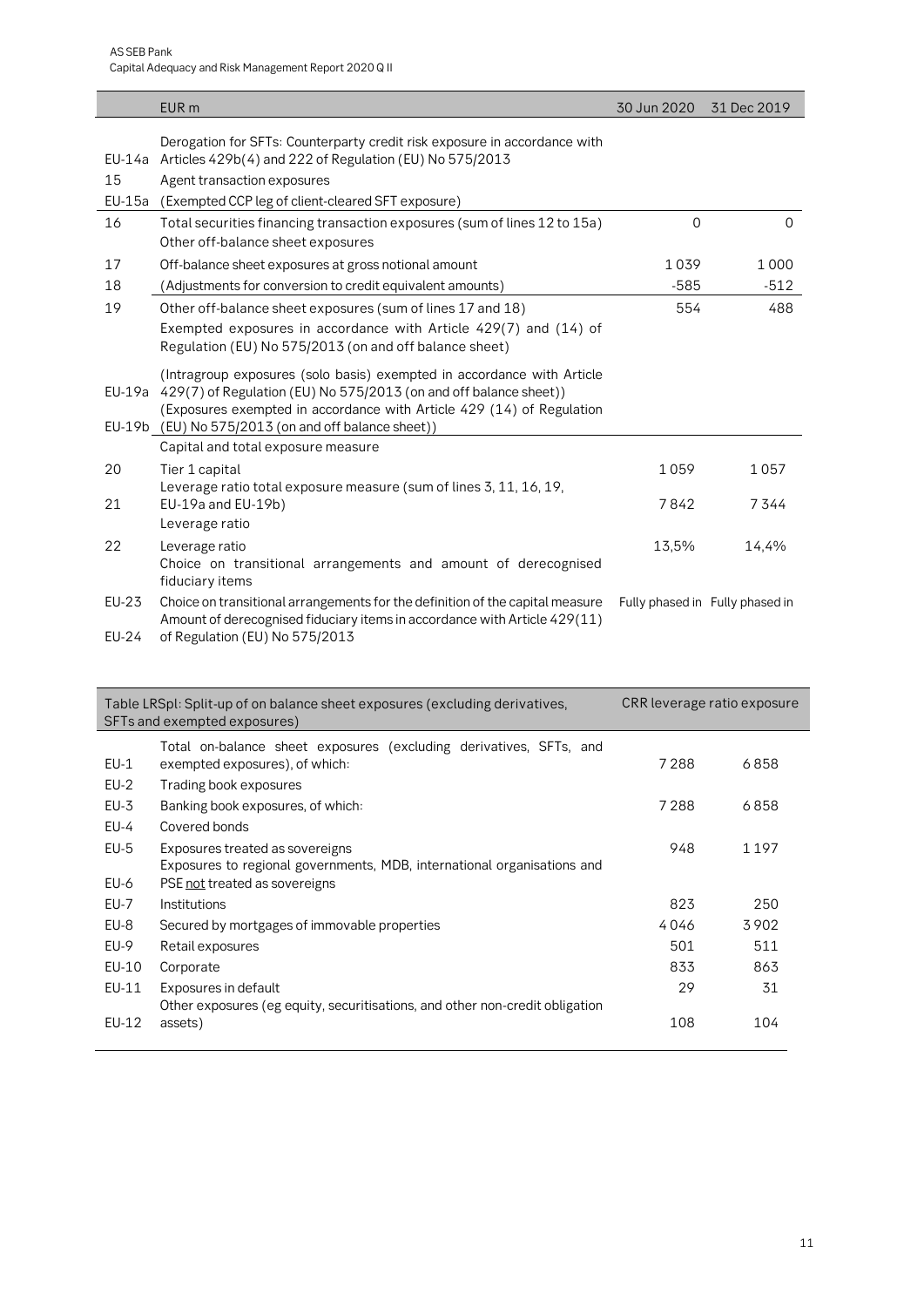| | EUR m | 30 Jun 2020 | 31 Dec 2019 |
|---|---|---|---|
| EU-14a | Derogation for SFTs: Counterparty credit risk exposure in accordance with Articles 429b(4) and 222 of Regulation (EU) No 575/2013 | | |
| 15 | Agent transaction exposures | | |
| EU-15a | (Exempted CCP leg of client-cleared SFT exposure) | | |
| 16 | Total securities financing transaction exposures (sum of lines 12 to 15a) | 0 | 0 |
| | Other off-balance sheet exposures | | |
| 17 | Off-balance sheet exposures at gross notional amount | 1 039 | 1 000 |
| 18 | (Adjustments for conversion to credit equivalent amounts) | -585 | -512 |
| 19 | Other off-balance sheet exposures (sum of lines 17 and 18) | 554 | 488 |
| | Exempted exposures in accordance with Article 429(7) and (14) of Regulation (EU) No 575/2013 (on and off balance sheet) | | |
| EU-19a | (Intragroup exposures (solo basis) exempted in accordance with Article 429(7) of Regulation (EU) No 575/2013 (on and off balance sheet)) | | |
| EU-19b | (Exposures exempted in accordance with Article 429 (14) of Regulation (EU) No 575/2013 (on and off balance sheet)) | | |
| | Capital and total exposure measure | | |
| 20 | Tier 1 capital | 1 059 | 1 057 |
| 21 | Leverage ratio total exposure measure (sum of lines 3, 11, 16, 19, EU-19a and EU-19b) | 7 842 | 7 344 |
| | Leverage ratio | | |
| 22 | Leverage ratio | 13,5% | 14,4% |
| | Choice on transitional arrangements and amount of derecognised fiduciary items | | |
| EU-23 | Choice on transitional arrangements for the definition of the capital measure | Fully phased in | Fully phased in |
| EU-24 | Amount of derecognised fiduciary items in accordance with Article 429(11) of Regulation (EU) No 575/2013 | | |

| | Table LRSpl: Split-up of on balance sheet exposures (excluding derivatives, SFTs and exempted exposures) | CRR leverage ratio exposure | |
|---|---|---|---|
| EU-1 | Total on-balance sheet exposures (excluding derivatives, SFTs, and exempted exposures), of which: | 7 288 | 6 858 |
| EU-2 | Trading book exposures | | |
| EU-3 | Banking book exposures, of which: | 7 288 | 6 858 |
| EU-4 | Covered bonds | | |
| EU-5 | Exposures treated as sovereigns | 948 | 1 197 |
| EU-6 | Exposures to regional governments, MDB, international organisations and PSE not treated as sovereigns | | |
| EU-7 | Institutions | 823 | 250 |
| EU-8 | Secured by mortgages of immovable properties | 4 046 | 3 902 |
| EU-9 | Retail exposures | 501 | 511 |
| EU-10 | Corporate | 833 | 863 |
| EU-11 | Exposures in default | 29 | 31 |
| EU-12 | Other exposures (eg equity, securitisations, and other non-credit obligation assets) | 108 | 104 |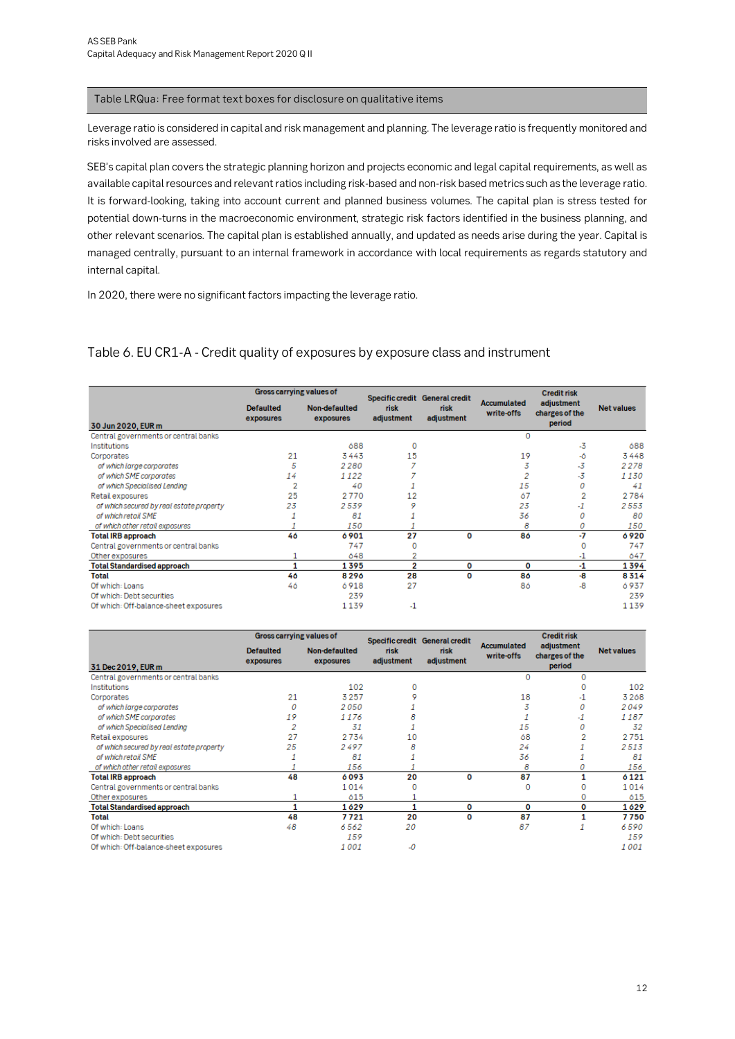## Table LRQua: Free format text boxes for disclosure on qualitative items

Leverage ratio is considered in capital and risk management and planning. The leverage ratio is frequently monitored and risks involved are assessed.

SEB's capital plan covers the strategic planning horizon and projects economic and legal capital requirements, as well as available capital resources and relevant ratios including risk-based and non-risk based metrics such as the leverage ratio. It is forward-looking, taking into account current and planned business volumes. The capital plan is stress tested for potential down-turns in the macroeconomic environment, strategic risk factors identified in the business planning, and other relevant scenarios. The capital plan is established annually, and updated as needs arise during the year. Capital is managed centrally, pursuant to an internal framework in accordance with local requirements as regards statutory and internal capital.

In 2020, there were no significant factors impacting the leverage ratio.

## Table 6. EU CR1-A - Credit quality of exposures by exposure class and instrument

| | Gross carrying values of | | | | | | |
|---|---|---|---|---|---|---|---|
| **30 Jun 2020, EUR m** | **Defaulted exposures** | **Non-defaulted exposures** | **Specific credit risk adjustment** | **General credit risk adjustment** | **Accumulated write-offs** | **Credit risk adjustment charges of the period** | **Net values** |
| Central governments or central banks | | | | | 0 | | |
| Institutions | | 688 | 0 | | | -3 | 688 |
| Corporates | 21 | 3 443 | 15 | | 19 | -6 | 3 448 |
| *of which large corporates* | *5* | *2 280* | *7* | | *3* | *-3* | *2 278* |
| *of which SME corporates* | *14* | *1 122* | *7* | | *2* | *-3* | *1 130* |
| *of which Specialised Lending* | *2* | *40* | *1* | | *15* | *0* | *41* |
| Retail exposures | 25 | 2 770 | 12 | | 67 | 2 | 2 784 |
| *of which secured by real estate property* | *23* | *2 539* | *9* | | *23* | *-1* | *2 553* |
| *of which retail SME* | *1* | *81* | *1* | | *36* | *0* | *80* |
| *of which other retail exposures* | *1* | *150* | *1* | | *8* | *0* | *150* |
| **Total IRB approach** | **46** | **6 901** | **27** | **0** | **86** | **-7** | **6 920** |
| Central governments or central banks | | 747 | 0 | | | 0 | 747 |
| Other exposures | 1 | 648 | 2 | | | -1 | 647 |
| **Total Standardised approach** | **1** | **1 395** | **2** | **0** | **0** | **-1** | **1 394** |
| **Total** | **46** | **8 296** | **28** | **0** | **86** | **-8** | **8 314** |
| Of which: Loans | 46 | 6 918 | 27 | | 86 | -8 | 6 937 |
| Of which: Debt securities | | 239 | | | | | 239 |
| Of which: Off-balance-sheet exposures | | 1 139 | -1 | | | | 1 139 |

| | Gross carrying values of | | | | | | |
|---|---|---|---|---|---|---|---|
| **31 Dec 2019, EUR m** | **Defaulted exposures** | **Non-defaulted exposures** | **Specific credit risk adjustment** | **General credit risk adjustment** | **Accumulated write-offs** | **Credit risk adjustment charges of the period** | **Net values** |
| Central governments or central banks | | | | | 0 | 0 | |
| Institutions | | 102 | 0 | | | 0 | 102 |
| Corporates | 21 | 3 257 | 9 | | 18 | -1 | 3 268 |
| *of which large corporates* | *0* | *2 050* | *1* | | *3* | *0* | *2 049* |
| *of which SME corporates* | *19* | *1 176* | *8* | | *1* | *-1* | *1 187* |
| *of which Specialised Lending* | *2* | *31* | *1* | | *15* | *0* | *32* |
| Retail exposures | 27 | 2 734 | 10 | | 68 | 2 | 2 751 |
| *of which secured by real estate property* | *25* | *2 497* | *8* | | *24* | *1* | *2 513* |
| *of which retail SME* | *1* | *81* | *1* | | *36* | *1* | *81* |
| *of which other retail exposures* | *1* | *156* | *1* | | *8* | *0* | *156* |
| **Total IRB approach** | **48** | **6 093** | **20** | **0** | **87** | **1** | **6 121** |
| Central governments or central banks | | 1 014 | 0 | | 0 | 0 | 1 014 |
| Other exposures | 1 | 615 | 1 | | | 0 | 615 |
| **Total Standardised approach** | **1** | **1 629** | **1** | **0** | **0** | **0** | **1 629** |
| **Total** | **48** | **7 721** | **20** | **0** | **87** | **1** | **7 750** |
| Of which: Loans | *48* | *6 562* | *20* | | *87* | *1* | *6 590* |
| Of which: Debt securities | | *159* | | | | | *159* |
| Of which: Off-balance-sheet exposures | | *1 001* | *-0* | | | | *1 001* |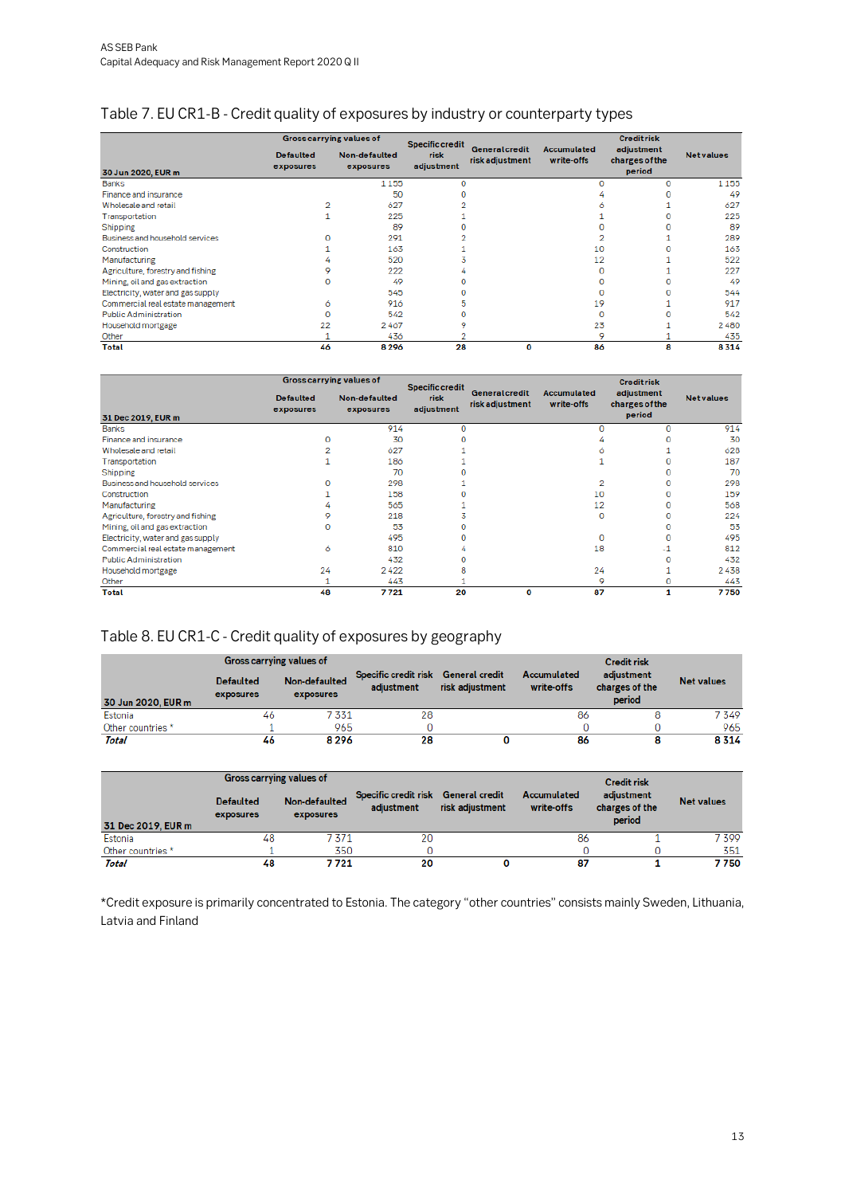## Table 7. EU CR1-B - Credit quality of exposures by industry or counterparty types

| 30 Jun 2020, EUR m | Gross carrying values of | | Specific credit risk adjustment | General credit risk adjustment | Accumulated write-offs | Credit risk adjustment charges of the period | Net values |
|---|---|---|---|---|---|---|---|
| | Defaulted exposures | Non-defaulted exposures | | | | | |
| Banks | | 1 155 | 0 | | 0 | 0 | 1 155 |
| Finance and insurance | | 50 | 0 | | 4 | 0 | 49 |
| Wholesale and retail | 2 | 627 | 2 | | 6 | 1 | 627 |
| Transportation | 1 | 225 | 1 | | 1 | 0 | 225 |
| Shipping | | 89 | 0 | | 0 | 0 | 89 |
| Business and household services | 0 | 291 | 2 | | 2 | 1 | 289 |
| Construction | 1 | 163 | 1 | | 10 | 0 | 163 |
| Manufacturing | 4 | 520 | 3 | | 12 | 1 | 522 |
| Agriculture, forestry and fishing | 9 | 222 | 4 | | 0 | 1 | 227 |
| Mining, oil and gas extraction | 0 | 49 | 0 | | 0 | 0 | 49 |
| Electricity, water and gas supply | | 545 | 0 | | 0 | 0 | 544 |
| Commercial real estate management | 6 | 916 | 5 | | 19 | 1 | 917 |
| Public Administration | 0 | 542 | 0 | | 0 | 0 | 542 |
| Household mortgage | 22 | 2 467 | 9 | | 23 | 1 | 2 480 |
| Other | 1 | 436 | 2 | | 9 | 1 | 435 |
| **Total** | **46** | **8 296** | **28** | **0** | **86** | **8** | **8 314** |

| 31 Dec 2019, EUR m | Gross carrying values of | | Specific credit risk adjustment | General credit risk adjustment | Accumulated write-offs | Credit risk adjustment charges of the period | Net values |
|---|---|---|---|---|---|---|---|
| | Defaulted exposures | Non-defaulted exposures | | | | | |
| Banks | | 914 | 0 | | 0 | 0 | 914 |
| Finance and insurance | 0 | 30 | 0 | | 4 | 0 | 30 |
| Wholesale and retail | 2 | 627 | 1 | | 6 | 1 | 628 |
| Transportation | 1 | 186 | 1 | | 1 | 0 | 187 |
| Shipping | | 70 | 0 | | | 0 | 70 |
| Business and household services | 0 | 298 | 1 | | 2 | 0 | 298 |
| Construction | 1 | 158 | 0 | | 10 | 0 | 159 |
| Manufacturing | 4 | 565 | 1 | | 12 | 0 | 568 |
| Agriculture, forestry and fishing | 9 | 218 | 3 | | 0 | 0 | 224 |
| Mining, oil and gas extraction | 0 | 53 | 0 | | | 0 | 53 |
| Electricity, water and gas supply | | 495 | 0 | | 0 | 0 | 495 |
| Commercial real estate management | 6 | 810 | 4 | | 18 | -1 | 812 |
| Public Administration | | 432 | 0 | | | 0 | 432 |
| Household mortgage | 24 | 2 422 | 8 | | 24 | 1 | 2 438 |
| Other | 1 | 443 | 1 | | 9 | 0 | 443 |
| **Total** | **48** | **7 721** | **20** | **0** | **87** | **1** | **7 750** |

## Table 8. EU CR1-C - Credit quality of exposures by geography

| 30 Jun 2020, EUR m | Gross carrying values of | | Specific credit risk adjustment | General credit risk adjustment | Accumulated write-offs | Credit risk adjustment charges of the period | Net values |
|---|---|---|---|---|---|---|---|
| | Defaulted exposures | Non-defaulted exposures | | | | | |
| Estonia | 46 | 7 331 | 28 | | 86 | 8 | 7 349 |
| Other countries * | 1 | 965 | 0 | | 0 | 0 | 965 |
| ***Total*** | **46** | **8 296** | **28** | **0** | **86** | **8** | **8 314** |

| 31 Dec 2019, EUR m | Gross carrying values of | | Specific credit risk adjustment | General credit risk adjustment | Accumulated write-offs | Credit risk adjustment charges of the period | Net values |
|---|---|---|---|---|---|---|---|
| | Defaulted exposures | Non-defaulted exposures | | | | | |
| Estonia | 48 | 7 371 | 20 | | 86 | 1 | 7 399 |
| Other countries * | 1 | 350 | 0 | | 0 | 0 | 351 |
| ***Total*** | **48** | **7 721** | **20** | **0** | **87** | **1** | **7 750** |

*Credit exposure is primarily concentrated to Estonia. The category "other countries" consists mainly Sweden, Lithuania, Latvia and Finland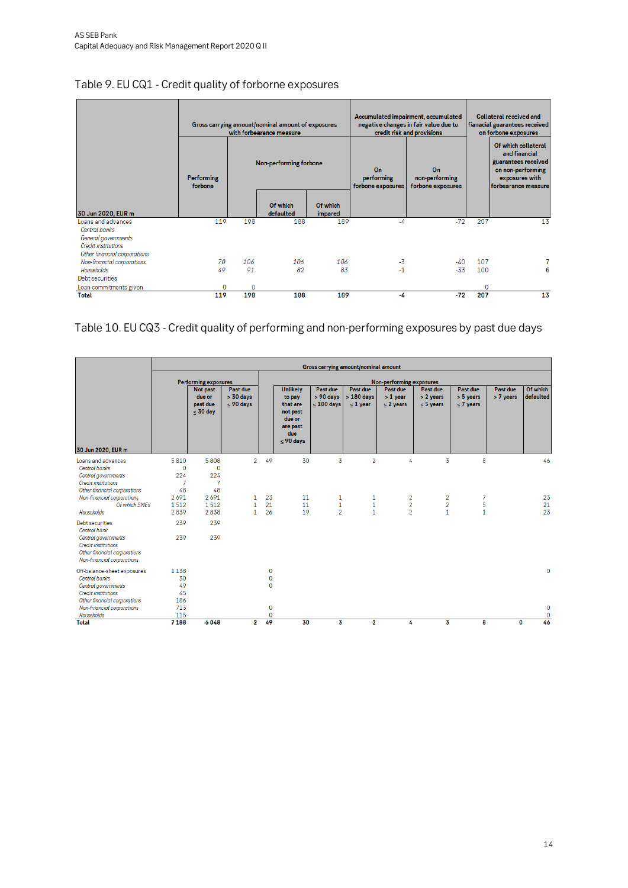## Table 9. EU CQ1 - Credit quality of forborne exposures

| 30 Jun 2020, EUR m | Gross carrying amount/nominal amount of exposures with forbearance measure | | | | Accumulated impairment, accumulated negative changes in fair value due to credit risk and provisions | | Collateral received and financial guarantees received on forborne exposures | |
|---|---|---|---|---|---|---|---|---|
| | Performing forborne | Non-performing forborne | | | On performing forborne exposures | On non-performing forborne exposures | | Of which collateral and financial guarantees received on non-performing exposures with forbearance measure |
| | | | Of which defaulted | Of which impared | | | | |
| Loans and advances | 119 | 198 | 188 | 189 | -4 | -72 | 207 | 13 |
| *Central banks* | | | | | | | | |
| *General governments* | | | | | | | | |
| *Credit institutions* | | | | | | | | |
| *Other financial corporations* | | | | | | | | |
| *Non-financial corporations* | 70 | 106 | 106 | 106 | -3 | -40 | 107 | 7 |
| *Households* | 49 | 91 | 82 | 83 | -1 | -33 | 100 | 6 |
| Debt securities | | | | | | | | |
| Loan commitments given | 0 | 0 | | | | | 0 | |
| **Total** | **119** | **198** | **188** | **189** | **-4** | **-72** | **207** | **13** |

## Table 10. EU CQ3 - Credit quality of performing and non-performing exposures by past due days

| 30 Jun 2020, EUR m | Gross carrying amount/nominal amount | | | | | | | | | | | | |
|---|---|---|---|---|---|---|---|---|---|---|---|---|---|
| | Performing exposures | | | Non-performing exposures | | | | | | | | | |
| | | Not past due or past due ≤ 30 day | Past due > 30 days ≤ 90 days | | Unlikely to pay that are not past due or are past due ≤ 90 days | Past due > 90 days ≤ 180 days | Past due > 180 days ≤ 1 year | Past due > 1 year ≤ 2 years | Past due > 2 years ≤ 5 years | Past due > 5 years ≤ 7 years | Past due > 7 years | Of which defaulted |
| Loans and advances | 5 810 | 5 808 | 2 | 49 | 30 | 3 | 2 | 4 | 3 | 8 | | 46 |
| *Central banks* | 0 | 0 | | | | | | | | | | |
| *Central governments* | 224 | 224 | | | | | | | | | | |
| *Credit institutions* | 7 | 7 | | | | | | | | | | |
| *Other financial corporations* | 48 | 48 | | | | | | | | | | |
| *Non-financial corporations* | 2 691 | 2 691 | 1 | 23 | 11 | 1 | 1 | 2 | 2 | 7 | | 23 |
| *Of which SMEs* | 1 512 | 1 512 | 1 | 21 | 11 | 1 | 1 | 2 | 2 | 5 | | 21 |
| *Households* | 2 839 | 2 838 | 1 | 26 | 19 | 2 | 1 | 2 | 1 | 1 | | 23 |
| Debt securities | 239 | 239 | | | | | | | | | | |
| *Central bank* | | | | | | | | | | | | |
| *Central governments* | 239 | 239 | | | | | | | | | | |
| *Credit institutions* | | | | | | | | | | | | |
| *Other financial corporations* | | | | | | | | | | | | |
| *Non-financial corporations* | | | | | | | | | | | | |
| Off-balance-sheet exposures | 1 138 | | | 0 | | | | | | | | 0 |
| *Central banks* | 30 | | | 0 | | | | | | | | |
| *Central governments* | 49 | | | 0 | | | | | | | | |
| *Credit institutions* | 45 | | | | | | | | | | | |
| *Other financial corporations* | 186 | | | | | | | | | | | |
| *Non-financial corporations* | 713 | | | 0 | | | | | | | | 0 |
| *Households* | 115 | | | 0 | | | | | | | | 0 |
| **Total** | **7 188** | **6 048** | **2** | **49** | **30** | **3** | **2** | **4** | **3** | **8** | **0** | **46** |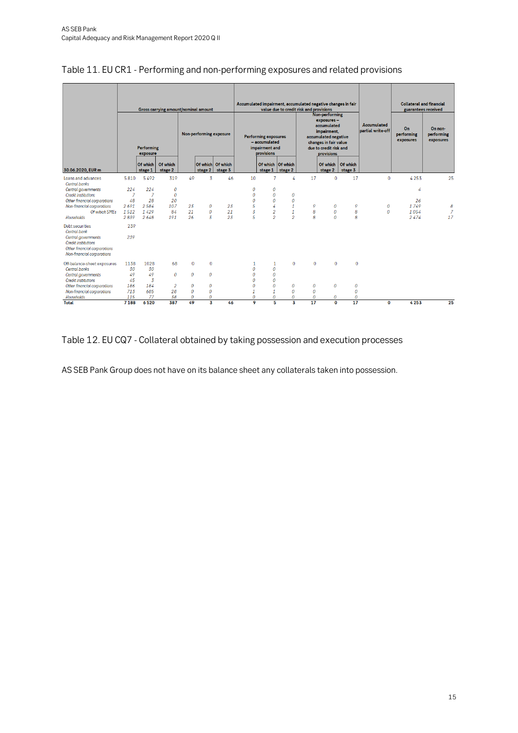## Table 11. EU CR1 - Performing and non-performing exposures and related provisions

| 30.06.2020, EUR m | Gross carrying amount/nominal amount | | | | | | Accumulated impairment, accumulated negative changes in fair value due to credit risk and provisions | | | | | | Accumulated partial write-off | Collateral and financial guarantees received | |
|---|---|---|---|---|---|---|---|---|---|---|---|---|---|---|---|
| | Performing exposure | | | Non-performing exposure | | | Performing exposures – accumulated impairment and provisions | | | Non-performing exposures – accumulated impairment, accumulated negative changes in fair value due to credit risk and provisions | | | | On performing exposures | On non-performing exposures |
| | | Of which stage 1 | Of which stage 2 | | Of which stage 2 | Of which stage 3 | | Of which stage 1 | Of which stage 2 | | Of which stage 2 | Of which stage 3 | | | |
| Loans and advances | 5 810 | 5 492 | 319 | 49 | 3 | 46 | 10 | 7 | 4 | 17 | 0 | 17 | 0 | 4 253 | 25 |
| *Central banks* | | | | | | | | | | | | | | | |
| *Central governments* | 224 | 224 | 0 | | | | 0 | 0 | | | | | | 4 | |
| *Credit institutions* | 7 | 7 | 0 | | | | 0 | 0 | 0 | | | | | | |
| *Other financial corporations* | 48 | 28 | 20 | | | | 0 | 0 | 0 | | | | | 26 | |
| *Non-financial corporations* | 2 691 | 2 584 | 107 | 23 | 0 | 23 | 5 | 4 | 1 | 9 | 0 | 9 | 0 | 1 749 | 8 |
| *Of which SMEs* | 1 512 | 1 429 | 84 | 21 | 0 | 21 | 3 | 2 | 1 | 8 | 0 | 8 | 0 | 1 054 | 7 |
| *Households* | 2 839 | 2 648 | 191 | 26 | 3 | 23 | 5 | 2 | 2 | 8 | 0 | 8 | | 2 474 | 17 |
| Debt securities | 239 | | | | | | | | | | | | | | |
| *Central bank* | | | | | | | | | | | | | | | |
| *Central governments* | 239 | | | | | | | | | | | | | | |
| *Credit institutions* | | | | | | | | | | | | | | | |
| *Other financial corporations* | | | | | | | | | | | | | | | |
| *Non-financial corporations* | | | | | | | | | | | | | | | |
| Off-balance-sheet exposures | 1138 | 1028 | 68 | 0 | 0 | | 1 | 1 | 0 | 0 | 0 | 0 | | | |
| *Central banks* | 30 | 30 | | | | | 0 | 0 | | | | | | | |
| *Central governments* | 49 | 49 | 0 | 0 | 0 | | 0 | 0 | | | | | | | |
| *Credit institutions* | 45 | 3 | | | | | 0 | 0 | | | | | | | |
| *Other financial corporations* | 186 | 184 | 2 | 0 | 0 | | 0 | 0 | 0 | 0 | 0 | 0 | | | |
| *Non-financial corporations* | 713 | 665 | 28 | 0 | 0 | | 1 | 1 | 0 | 0 | | 0 | | | |
| *Households* | 115 | 77 | 38 | 0 | 0 | | 0 | 0 | 0 | 0 | 0 | 0 | | | |
| **Total** | **7 188** | **6 520** | **387** | **49** | **3** | **46** | **9** | **5** | **3** | **17** | **0** | **17** | **0** | **4 253** | **25** |

## Table 12. EU CQ7 - Collateral obtained by taking possession and execution processes

AS SEB Pank Group does not have on its balance sheet any collaterals taken into possession.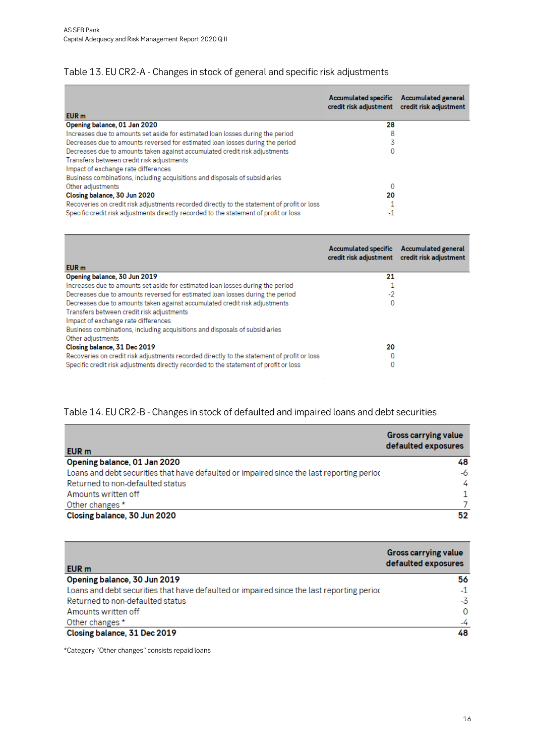## Table 13. EU CR2-A - Changes in stock of general and specific risk adjustments

| EUR m | Accumulated specific credit risk adjustment | Accumulated general credit risk adjustment |
|---|---|---|
| **Opening balance, 01 Jan 2020** | **28** | |
| Increases due to amounts set aside for estimated loan losses during the period | 8 | |
| Decreases due to amounts reversed for estimated loan losses during the period | 3 | |
| Decreases due to amounts taken against accumulated credit risk adjustments | 0 | |
| Transfers between credit risk adjustments | | |
| Impact of exchange rate differences | | |
| Business combinations, including acquisitions and disposals of subsidiaries | | |
| Other adjustments | 0 | |
| **Closing balance, 30 Jun 2020** | **20** | |
| Recoveries on credit risk adjustments recorded directly to the statement of profit or loss | 1 | |
| Specific credit risk adjustments directly recorded to the statement of profit or loss | -1 | |

| EUR m | Accumulated specific credit risk adjustment | Accumulated general credit risk adjustment |
|---|---|---|
| **Opening balance, 30 Jun 2019** | **21** | |
| Increases due to amounts set aside for estimated loan losses during the period | 1 | |
| Decreases due to amounts reversed for estimated loan losses during the period | -2 | |
| Decreases due to amounts taken against accumulated credit risk adjustments | 0 | |
| Transfers between credit risk adjustments | | |
| Impact of exchange rate differences | | |
| Business combinations, including acquisitions and disposals of subsidiaries | | |
| Other adjustments | | |
| **Closing balance, 31 Dec 2019** | **20** | |
| Recoveries on credit risk adjustments recorded directly to the statement of profit or loss | 0 | |
| Specific credit risk adjustments directly recorded to the statement of profit or loss | 0 | |

## Table 14. EU CR2-B - Changes in stock of defaulted and impaired loans and debt securities

| EUR m | Gross carrying value defaulted exposures |
|---|---|
| **Opening balance, 01 Jan 2020** | **48** |
| Loans and debt securities that have defaulted or impaired since the last reporting perioc | -6 |
| Returned to non-defaulted status | 4 |
| Amounts written off | 1 |
| Other changes * | 7 |
| **Closing balance, 30 Jun 2020** | **52** |

| EUR m | Gross carrying value defaulted exposures |
|---|---|
| **Opening balance, 30 Jun 2019** | **56** |
| Loans and debt securities that have defaulted or impaired since the last reporting perioc | -1 |
| Returned to non-defaulted status | -3 |
| Amounts written off | 0 |
| Other changes * | -4 |
| **Closing balance, 31 Dec 2019** | **48** |

*Category "Other changes" consists repaid loans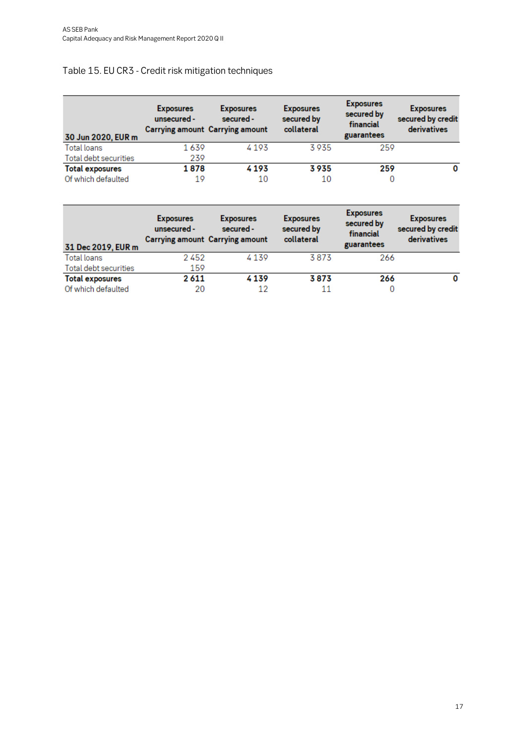# Table 15. EU CR3 - Credit risk mitigation techniques

| 30 Jun 2020, EUR m | Exposures unsecured - Carrying amount | Exposures secured - Carrying amount | Exposures secured by collateral | Exposures secured by financial guarantees | Exposures secured by credit derivatives |
|---|---|---|---|---|---|
| Total loans | 1 639 | 4 193 | 3 935 | 259 | |
| Total debt securities | 239 | | | | |
| **Total exposures** | **1 878** | **4 193** | **3 935** | **259** | **0** |
| Of which defaulted | 19 | 10 | 10 | 0 | |

| 31 Dec 2019, EUR m | Exposures unsecured - Carrying amount | Exposures secured - Carrying amount | Exposures secured by collateral | Exposures secured by financial guarantees | Exposures secured by credit derivatives |
|---|---|---|---|---|---|
| Total loans | 2 452 | 4 139 | 3 873 | 266 | |
| Total debt securities | 159 | | | | |
| **Total exposures** | **2 611** | **4 139** | **3 873** | **266** | **0** |
| Of which defaulted | 20 | 12 | 11 | 0 | |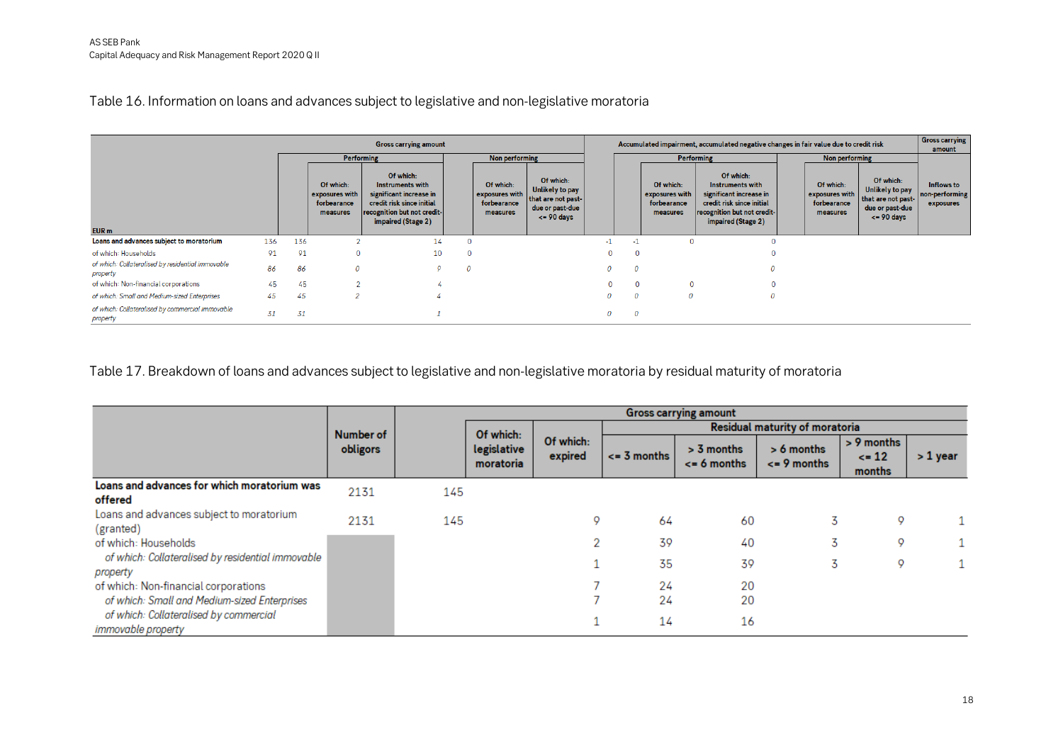# Table 16. Information on loans and advances subject to legislative and non-legislative moratoria

| EUR m | Gross carrying amount | | | | | | | Accumulated impairment, accumulated negative changes in fair value due to credit risk | | | | | | | Gross carrying amount |
|---|---|---|---|---|---|---|---|---|---|---|---|---|---|---|---|
| | | Performing | | | Non performing | | | | Performing | | | Non performing | | | |
| | | | Of which: exposures with forbearance measures | Of which: Instruments with significant increase in credit risk since initial recognition but not credit-impaired (Stage 2) | | Of which: exposures with forbearance measures | Of which: Unlikely to pay that are not past-due or past-due <= 90 days | | | Of which: exposures with forbearance measures | Of which: Instruments with significant increase in credit risk since initial recognition but not credit-impaired (Stage 2) | | Of which: exposures with forbearance measures | Of which: Unlikely to pay that are not past-due or past-due <= 90 days | Inflows to non-performing exposures |
| **Loans and advances subject to moratorium** | 136 | 136 | 2 | 14 | 0 | | | -1 | -1 | 0 | 0 | | | | |
| of which: Households | 91 | 91 | 0 | 10 | 0 | | | 0 | 0 | | 0 | | | | |
| *of which: Collateralised by residential immovable property* | 86 | 86 | 0 | 9 | 0 | | | 0 | 0 | | 0 | | | | |
| of which: Non-financial corporations | 45 | 45 | 2 | 4 | | | | 0 | 0 | 0 | 0 | | | | |
| *of which: Small and Medium-sized Enterprises* | 45 | 45 | 2 | 4 | | | | 0 | 0 | 0 | 0 | | | | |
| *of which: Collateralised by commercial immovable property* | 31 | 31 | | 1 | | | | 0 | 0 | | | | | | |

# Table 17. Breakdown of loans and advances subject to legislative and non-legislative moratoria by residual maturity of moratoria

| | Number of obligors | Gross carrying amount | | | | | | | |
|---|---|---|---|---|---|---|---|---|---|
| | | | Of which: legislative moratoria | Of which: expired | Residual maturity of moratoria | | | | |
| | | | | | <= 3 months | > 3 months <= 6 months | > 6 months <= 9 months | > 9 months <= 12 months | > 1 year |
| **Loans and advances for which moratorium was offered** | 2131 | 145 | | | | | | | |
| Loans and advances subject to moratorium (granted) | 2131 | 145 | | 9 | 64 | 60 | 3 | 9 | 1 |
| of which: Households | | | | 2 | 39 | 40 | 3 | 9 | 1 |
| *of which: Collateralised by residential immovable property* | | | | 1 | 35 | 39 | 3 | 9 | 1 |
| of which: Non-financial corporations | | | | 7 | 24 | 20 | | | |
| *of which: Small and Medium-sized Enterprises* | | | | 7 | 24 | 20 | | | |
| *of which: Collateralised by commercial immovable property* | | | | 1 | 14 | 16 | | | |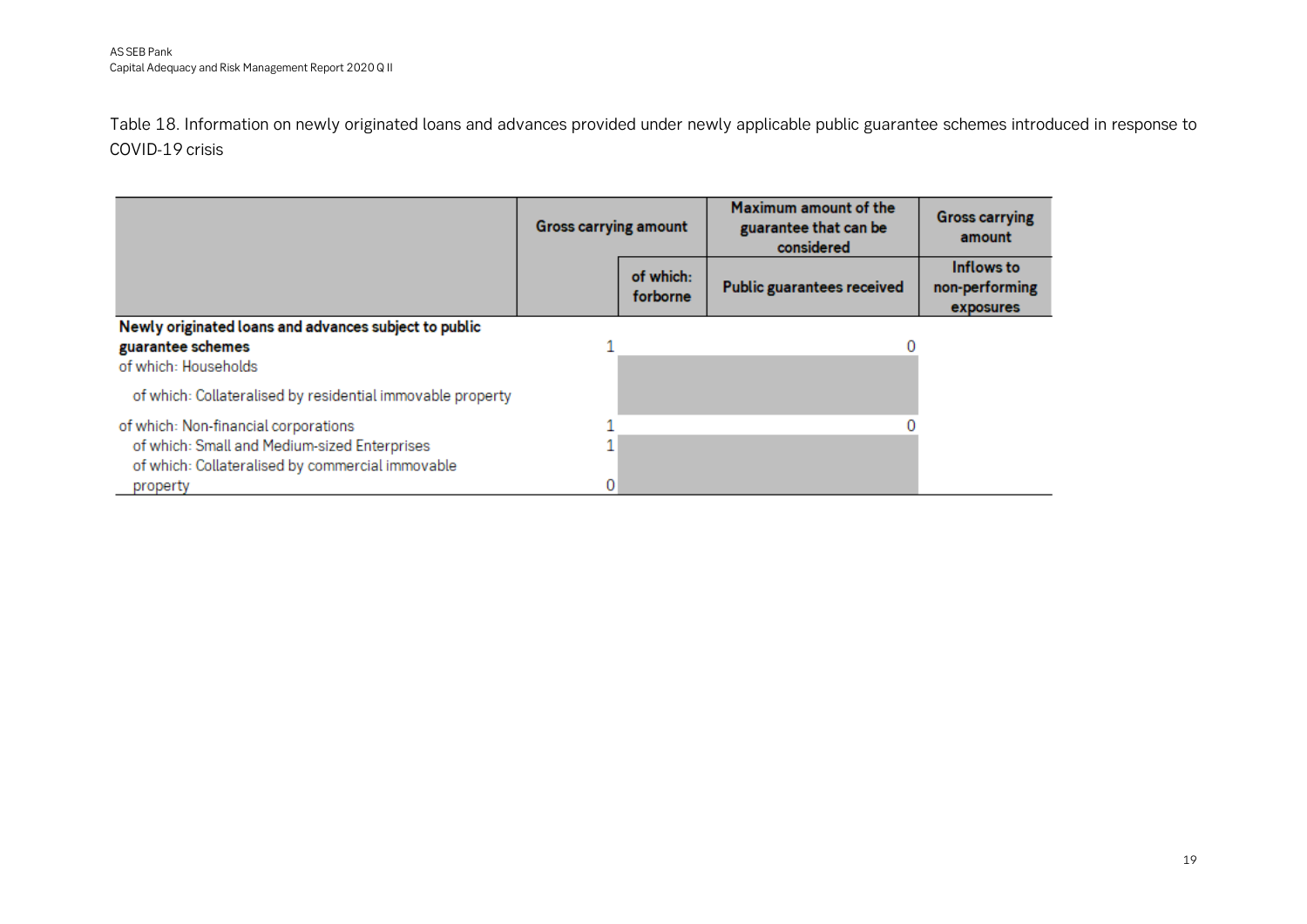Table 18. Information on newly originated loans and advances provided under newly applicable public guarantee schemes introduced in response to COVID-19 crisis

| | Gross carrying amount | | Maximum amount of the guarantee that can be considered | Gross carrying amount |
|---|---|---|---|---|
| | | of which: forborne | Public guarantees received | Inflows to non-performing exposures |
| **Newly originated loans and advances subject to public guarantee schemes** | 1 | | 0 | |
| of which: Households | | | | |
| of which: Collateralised by residential immovable property | | | | |
| of which: Non-financial corporations | 1 | | 0 | |
| of which: Small and Medium-sized Enterprises | 1 | | | |
| of which: Collateralised by commercial immovable property | 0 | | | |